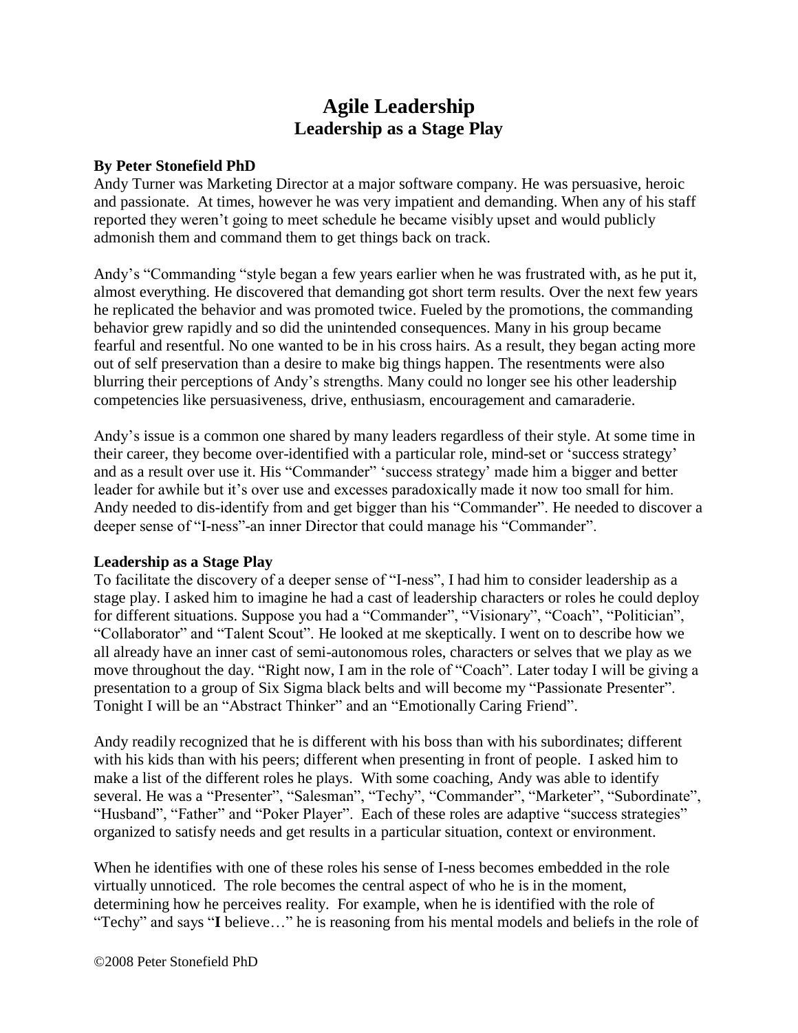# Agile Leadership
## Leadership as a Stage Play

**By Peter Stonefield PhD**

Andy Turner was Marketing Director at a major software company. He was persuasive, heroic and passionate. At times, however he was very impatient and demanding. When any of his staff reported they weren't going to meet schedule he became visibly upset and would publicly admonish them and command them to get things back on track.

Andy's "Commanding "style began a few years earlier when he was frustrated with, as he put it, almost everything. He discovered that demanding got short term results. Over the next few years he replicated the behavior and was promoted twice. Fueled by the promotions, the commanding behavior grew rapidly and so did the unintended consequences. Many in his group became fearful and resentful. No one wanted to be in his cross hairs. As a result, they began acting more out of self preservation than a desire to make big things happen. The resentments were also blurring their perceptions of Andy's strengths. Many could no longer see his other leadership competencies like persuasiveness, drive, enthusiasm, encouragement and camaraderie.

Andy's issue is a common one shared by many leaders regardless of their style. At some time in their career, they become over-identified with a particular role, mind-set or 'success strategy' and as a result over use it. His "Commander" 'success strategy' made him a bigger and better leader for awhile but it's over use and excesses paradoxically made it now too small for him. Andy needed to dis-identify from and get bigger than his "Commander". He needed to discover a deeper sense of "I-ness"-an inner Director that could manage his "Commander".

**Leadership as a Stage Play**

To facilitate the discovery of a deeper sense of "I-ness", I had him to consider leadership as a stage play. I asked him to imagine he had a cast of leadership characters or roles he could deploy for different situations. Suppose you had a "Commander", "Visionary", "Coach", "Politician", "Collaborator" and "Talent Scout". He looked at me skeptically. I went on to describe how we all already have an inner cast of semi-autonomous roles, characters or selves that we play as we move throughout the day. "Right now, I am in the role of "Coach". Later today I will be giving a presentation to a group of Six Sigma black belts and will become my "Passionate Presenter". Tonight I will be an "Abstract Thinker" and an "Emotionally Caring Friend".

Andy readily recognized that he is different with his boss than with his subordinates; different with his kids than with his peers; different when presenting in front of people. I asked him to make a list of the different roles he plays. With some coaching, Andy was able to identify several. He was a "Presenter", "Salesman", "Techy", "Commander", "Marketer", "Subordinate", "Husband", "Father" and "Poker Player". Each of these roles are adaptive "success strategies" organized to satisfy needs and get results in a particular situation, context or environment.

When he identifies with one of these roles his sense of I-ness becomes embedded in the role virtually unnoticed. The role becomes the central aspect of who he is in the moment, determining how he perceives reality. For example, when he is identified with the role of "Techy" and says "**I** believe…" he is reasoning from his mental models and beliefs in the role of

©2008 Peter Stonefield PhD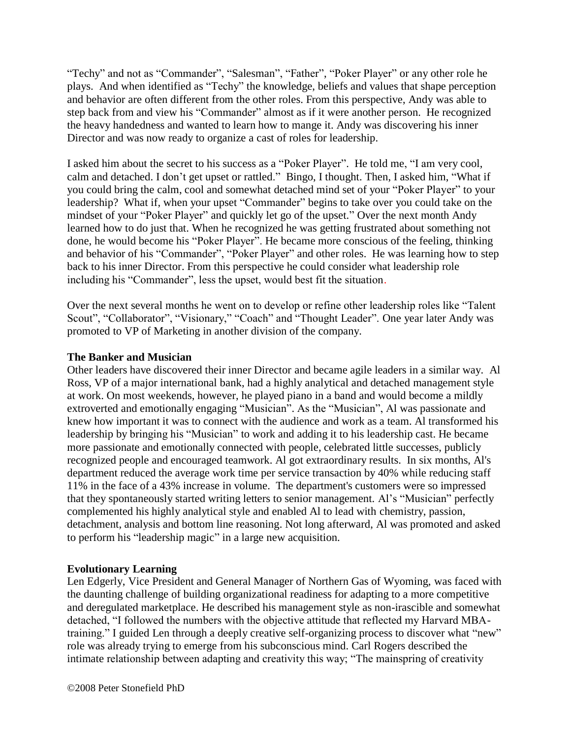"Techy" and not as "Commander", "Salesman", "Father", "Poker Player" or any other role he plays. And when identified as "Techy" the knowledge, beliefs and values that shape perception and behavior are often different from the other roles. From this perspective, Andy was able to step back from and view his "Commander" almost as if it were another person. He recognized the heavy handedness and wanted to learn how to mange it. Andy was discovering his inner Director and was now ready to organize a cast of roles for leadership.

I asked him about the secret to his success as a "Poker Player". He told me, "I am very cool, calm and detached. I don't get upset or rattled." Bingo, I thought. Then, I asked him, "What if you could bring the calm, cool and somewhat detached mind set of your "Poker Player" to your leadership? What if, when your upset "Commander" begins to take over you could take on the mindset of your "Poker Player" and quickly let go of the upset." Over the next month Andy learned how to do just that. When he recognized he was getting frustrated about something not done, he would become his "Poker Player". He became more conscious of the feeling, thinking and behavior of his "Commander", "Poker Player" and other roles. He was learning how to step back to his inner Director. From this perspective he could consider what leadership role including his "Commander", less the upset, would best fit the situation.

Over the next several months he went on to develop or refine other leadership roles like "Talent Scout", "Collaborator", "Visionary," "Coach" and "Thought Leader". One year later Andy was promoted to VP of Marketing in another division of the company.

**The Banker and Musician**

Other leaders have discovered their inner Director and became agile leaders in a similar way. Al Ross, VP of a major international bank, had a highly analytical and detached management style at work. On most weekends, however, he played piano in a band and would become a mildly extroverted and emotionally engaging "Musician". As the "Musician", Al was passionate and knew how important it was to connect with the audience and work as a team. Al transformed his leadership by bringing his "Musician" to work and adding it to his leadership cast. He became more passionate and emotionally connected with people, celebrated little successes, publicly recognized people and encouraged teamwork. Al got extraordinary results. In six months, Al's department reduced the average work time per service transaction by 40% while reducing staff 11% in the face of a 43% increase in volume. The department's customers were so impressed that they spontaneously started writing letters to senior management. Al's "Musician" perfectly complemented his highly analytical style and enabled Al to lead with chemistry, passion, detachment, analysis and bottom line reasoning. Not long afterward, Al was promoted and asked to perform his "leadership magic" in a large new acquisition.

**Evolutionary Learning**

Len Edgerly, Vice President and General Manager of Northern Gas of Wyoming, was faced with the daunting challenge of building organizational readiness for adapting to a more competitive and deregulated marketplace. He described his management style as non-irascible and somewhat detached, "I followed the numbers with the objective attitude that reflected my Harvard MBA-training." I guided Len through a deeply creative self-organizing process to discover what "new" role was already trying to emerge from his subconscious mind. Carl Rogers described the intimate relationship between adapting and creativity this way; "The mainspring of creativity

©2008 Peter Stonefield PhD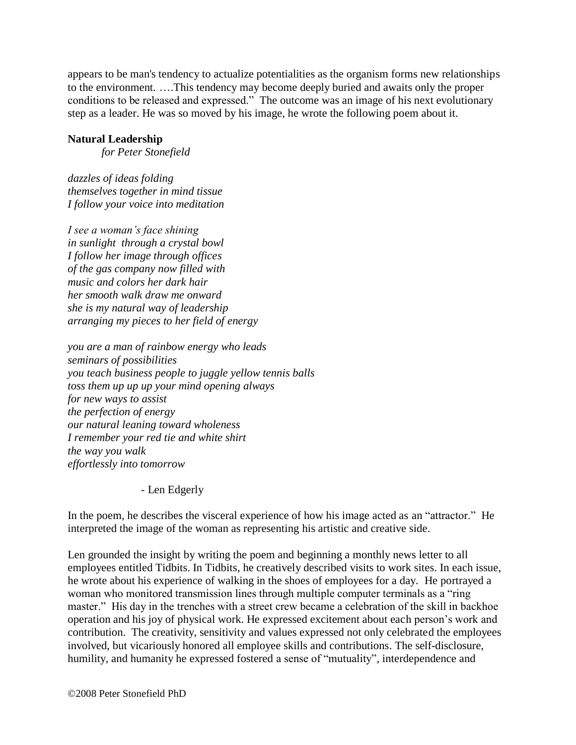appears to be man's tendency to actualize potentialities as the organism forms new relationships to the environment. ….This tendency may become deeply buried and awaits only the proper conditions to be released and expressed." The outcome was an image of his next evolutionary step as a leader. He was so moved by his image, he wrote the following poem about it.

**Natural Leadership**

*for Peter Stonefield*

*dazzles of ideas folding*
*themselves together in mind tissue*
*I follow your voice into meditation*

*I see a woman's face shining*
*in sunlight through a crystal bowl*
*I follow her image through offices*
*of the gas company now filled with*
*music and colors her dark hair*
*her smooth walk draw me onward*
*she is my natural way of leadership*
*arranging my pieces to her field of energy*

*you are a man of rainbow energy who leads*
*seminars of possibilities*
*you teach business people to juggle yellow tennis balls*
*toss them up up up your mind opening always*
*for new ways to assist*
*the perfection of energy*
*our natural leaning toward wholeness*
*I remember your red tie and white shirt*
*the way you walk*
*effortlessly into tomorrow*

- Len Edgerly

In the poem, he describes the visceral experience of how his image acted as an "attractor." He interpreted the image of the woman as representing his artistic and creative side.

Len grounded the insight by writing the poem and beginning a monthly news letter to all employees entitled Tidbits. In Tidbits, he creatively described visits to work sites. In each issue, he wrote about his experience of walking in the shoes of employees for a day. He portrayed a woman who monitored transmission lines through multiple computer terminals as a "ring master." His day in the trenches with a street crew became a celebration of the skill in backhoe operation and his joy of physical work. He expressed excitement about each person's work and contribution. The creativity, sensitivity and values expressed not only celebrated the employees involved, but vicariously honored all employee skills and contributions. The self-disclosure, humility, and humanity he expressed fostered a sense of "mutuality", interdependence and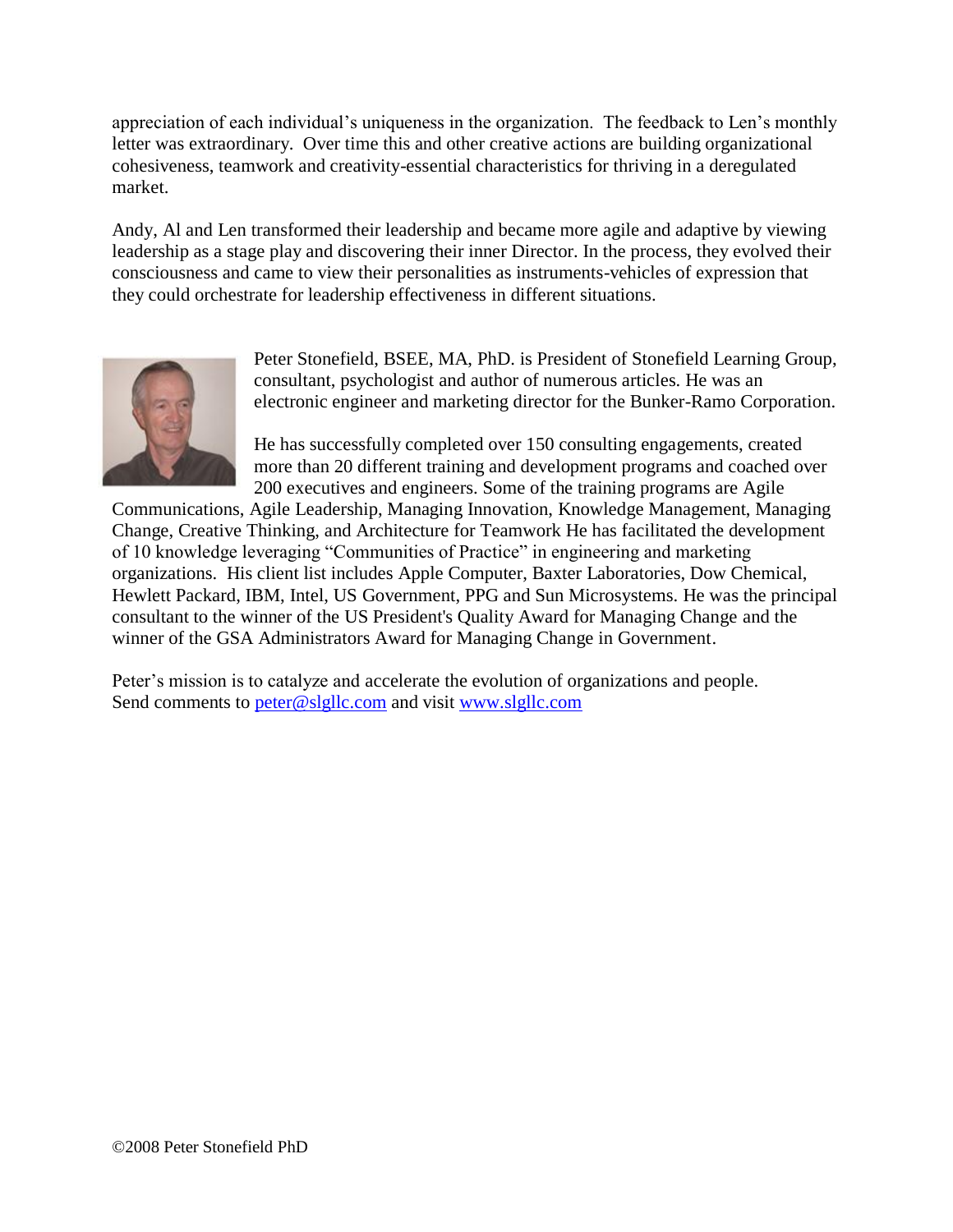appreciation of each individual's uniqueness in the organization. The feedback to Len's monthly letter was extraordinary. Over time this and other creative actions are building organizational cohesiveness, teamwork and creativity-essential characteristics for thriving in a deregulated market.

Andy, Al and Len transformed their leadership and became more agile and adaptive by viewing leadership as a stage play and discovering their inner Director. In the process, they evolved their consciousness and came to view their personalities as instruments-vehicles of expression that they could orchestrate for leadership effectiveness in different situations.

Peter Stonefield, BSEE, MA, PhD. is President of Stonefield Learning Group, consultant, psychologist and author of numerous articles. He was an electronic engineer and marketing director for the Bunker-Ramo Corporation.

He has successfully completed over 150 consulting engagements, created more than 20 different training and development programs and coached over 200 executives and engineers. Some of the training programs are Agile Communications, Agile Leadership, Managing Innovation, Knowledge Management, Managing Change, Creative Thinking, and Architecture for Teamwork He has facilitated the development of 10 knowledge leveraging "Communities of Practice" in engineering and marketing organizations. His client list includes Apple Computer, Baxter Laboratories, Dow Chemical, Hewlett Packard, IBM, Intel, US Government, PPG and Sun Microsystems. He was the principal consultant to the winner of the US President's Quality Award for Managing Change and the winner of the GSA Administrators Award for Managing Change in Government.

Peter's mission is to catalyze and accelerate the evolution of organizations and people. Send comments to [peter@slgllc.com](mailto:peter@slgllc.com) and visit [www.slgllc.com](http://www.slgllc.com)

©2008 Peter Stonefield PhD